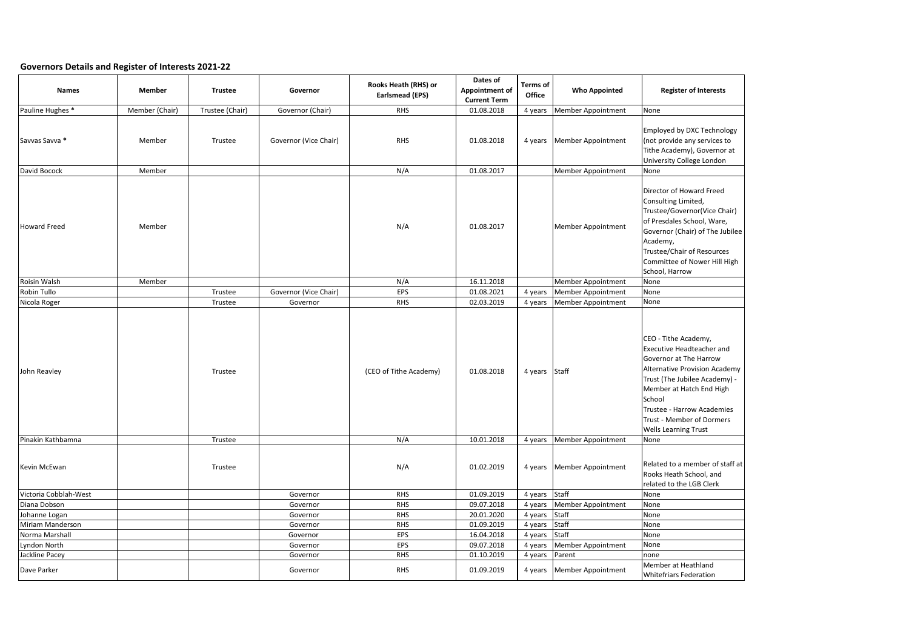## Governors Details and Register of Interests 2021-22

| Names | Member | Trustee | Governor | Rooks Heath (RHS) or Earlsmead (EPS) | Dates of Appointment of Current Term | Terms of Office | Who Appointed | Register of Interests |
|---|---|---|---|---|---|---|---|---|
| Pauline Hughes * | Member (Chair) | Trustee (Chair) | Governor (Chair) | RHS | 01.08.2018 | 4 years | Member Appointment | None |
| Savvas Savva * | Member | Trustee | Governor (Vice Chair) | RHS | 01.08.2018 | 4 years | Member Appointment | Employed by DXC Technology (not provide any services to Tithe Academy), Governor at University College London |
| David Bocock | Member | | | N/A | 01.08.2017 | | Member Appointment | None |
| Howard Freed | Member | | | N/A | 01.08.2017 | | Member Appointment | Director of Howard Freed Consulting Limited, Trustee/Governor(Vice Chair) of Presdales School, Ware, Governor (Chair) of The Jubilee Academy, Trustee/Chair of Resources Committee of Nower Hill High School, Harrow |
| Roisin Walsh | Member | | | N/A | 16.11.2018 | | Member Appointment | None |
| Robin Tullo | | Trustee | Governor (Vice Chair) | EPS | 01.08.2021 | 4 years | Member Appointment | None |
| Nicola Roger | | Trustee | Governor | RHS | 02.03.2019 | 4 years | Member Appointment | None |
| John Reavley | | Trustee | | (CEO of Tithe Academy) | 01.08.2018 | 4 years | Staff | CEO - Tithe Academy, Executive Headteacher and Governor at The Harrow Alternative Provision Academy Trust (The Jubilee Academy) - Member at Hatch End High School Trustee - Harrow Academies Trust - Member of Dormers Wells Learning Trust |
| Pinakin Kathbamna | | Trustee | | N/A | 10.01.2018 | 4 years | Member Appointment | None |
| Kevin McEwan | | Trustee | | N/A | 01.02.2019 | 4 years | Member Appointment | Related to a member of staff at Rooks Heath School, and related to the LGB Clerk |
| Victoria Cobblah-West | | | Governor | RHS | 01.09.2019 | 4 years | Staff | None |
| Diana Dobson | | | Governor | RHS | 09.07.2018 | 4 years | Member Appointment | None |
| Johanne Logan | | | Governor | RHS | 20.01.2020 | 4 years | Staff | None |
| Miriam Manderson | | | Governor | RHS | 01.09.2019 | 4 years | Staff | None |
| Norma Marshall | | | Governor | EPS | 16.04.2018 | 4 years | Staff | None |
| Lyndon North | | | Governor | EPS | 09.07.2018 | 4 years | Member Appointment | None |
| Jackline Pacey | | | Governor | RHS | 01.10.2019 | 4 years | Parent | none |
| Dave Parker | | | Governor | RHS | 01.09.2019 | 4 years | Member Appointment | Member at Heathland Whitefriars Federation |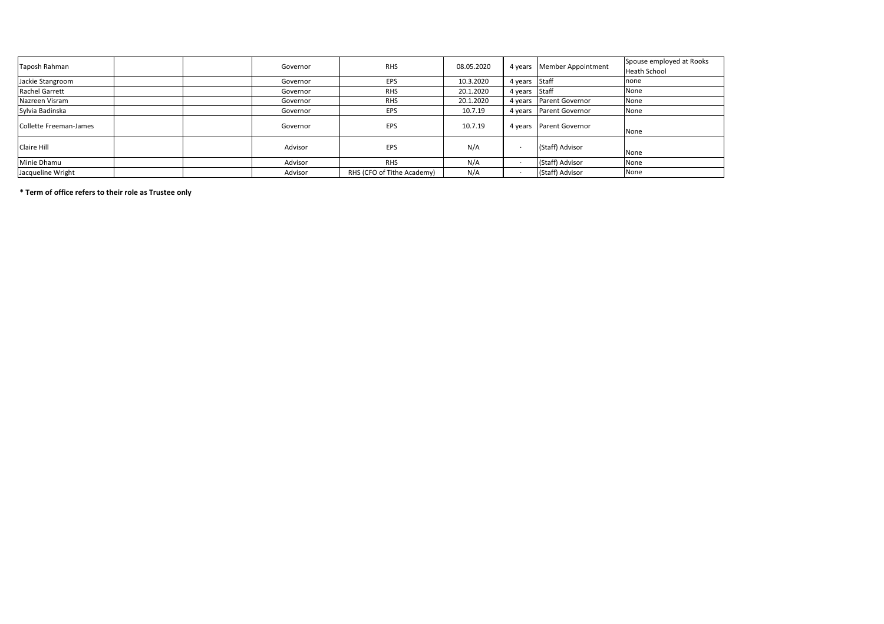| | | | | | | | | |
|---|---|---|---|---|---|---|---|---|
| Taposh Rahman | | | Governor | RHS | 08.05.2020 | 4 years | Member Appointment | Spouse employed at Rooks Heath School |
| Jackie Stangroom | | | Governor | EPS | 10.3.2020 | 4 years | Staff | none |
| Rachel Garrett | | | Governor | RHS | 20.1.2020 | 4 years | Staff | None |
| Nazreen Visram | | | Governor | RHS | 20.1.2020 | 4 years | Parent Governor | None |
| Sylvia Badinska | | | Governor | EPS | 10.7.19 | 4 years | Parent Governor | None |
| Collette Freeman-James | | | Governor | EPS | 10.7.19 | 4 years | Parent Governor | None |
| Claire Hill | | | Advisor | EPS | N/A | · | (Staff) Advisor | None |
| Minie Dhamu | | | Advisor | RHS | N/A | · | (Staff) Advisor | None |
| Jacqueline Wright | | | Advisor | RHS (CFO of Tithe Academy) | N/A | · | (Staff) Advisor | None |

**\* Term of office refers to their role as Trustee only**